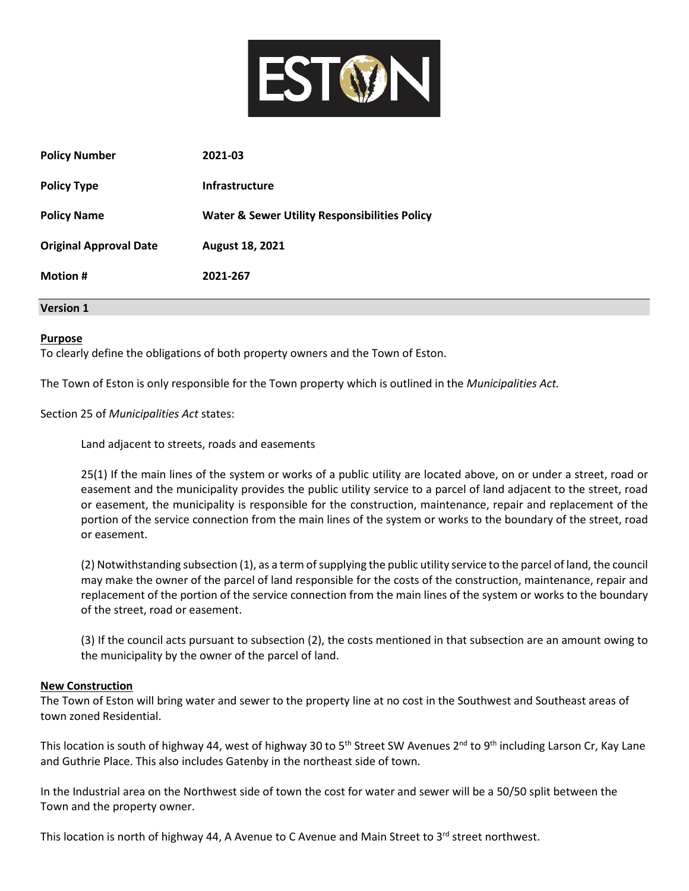# ESTON

| | |
|---|---|
| **Policy Number** | **2021-03** |
| **Policy Type** | **Infrastructure** |
| **Policy Name** | **Water & Sewer Utility Responsibilities Policy** |
| **Original Approval Date** | **August 18, 2021** |
| **Motion #** | **2021-267** |

**Version 1**

## Purpose

To clearly define the obligations of both property owners and the Town of Eston.

The Town of Eston is only responsible for the Town property which is outlined in the *Municipalities Act.*

Section 25 of *Municipalities Act* states:

> Land adjacent to streets, roads and easements
>
> 25(1) If the main lines of the system or works of a public utility are located above, on or under a street, road or easement and the municipality provides the public utility service to a parcel of land adjacent to the street, road or easement, the municipality is responsible for the construction, maintenance, repair and replacement of the portion of the service connection from the main lines of the system or works to the boundary of the street, road or easement.
>
> (2) Notwithstanding subsection (1), as a term of supplying the public utility service to the parcel of land, the council may make the owner of the parcel of land responsible for the costs of the construction, maintenance, repair and replacement of the portion of the service connection from the main lines of the system or works to the boundary of the street, road or easement.
>
> (3) If the council acts pursuant to subsection (2), the costs mentioned in that subsection are an amount owing to the municipality by the owner of the parcel of land.

## New Construction

The Town of Eston will bring water and sewer to the property line at no cost in the Southwest and Southeast areas of town zoned Residential.

This location is south of highway 44, west of highway 30 to 5th Street SW Avenues 2nd to 9th including Larson Cr, Kay Lane and Guthrie Place. This also includes Gatenby in the northeast side of town.

In the Industrial area on the Northwest side of town the cost for water and sewer will be a 50/50 split between the Town and the property owner.

This location is north of highway 44, A Avenue to C Avenue and Main Street to 3rd street northwest.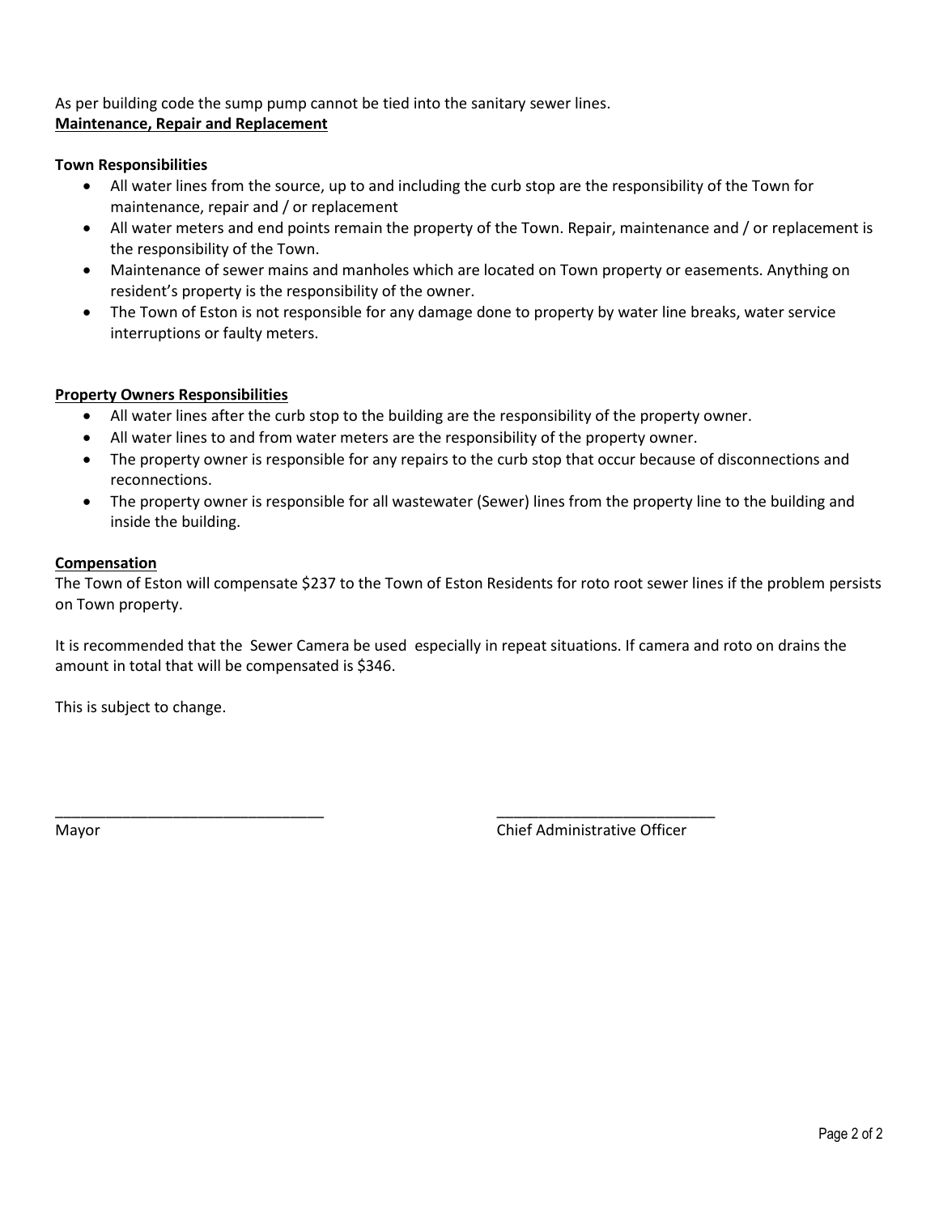As per building code the sump pump cannot be tied into the sanitary sewer lines.

**Maintenance, Repair and Replacement**

**Town Responsibilities**

- All water lines from the source, up to and including the curb stop are the responsibility of the Town for maintenance, repair and / or replacement
- All water meters and end points remain the property of the Town. Repair, maintenance and / or replacement is the responsibility of the Town.
- Maintenance of sewer mains and manholes which are located on Town property or easements. Anything on resident's property is the responsibility of the owner.
- The Town of Eston is not responsible for any damage done to property by water line breaks, water service interruptions or faulty meters.

**Property Owners Responsibilities**

- All water lines after the curb stop to the building are the responsibility of the property owner.
- All water lines to and from water meters are the responsibility of the property owner.
- The property owner is responsible for any repairs to the curb stop that occur because of disconnections and reconnections.
- The property owner is responsible for all wastewater (Sewer) lines from the property line to the building and inside the building.

**Compensation**

The Town of Eston will compensate $237 to the Town of Eston Residents for roto root sewer lines if the problem persists on Town property.

It is recommended that the Sewer Camera be used especially in repeat situations. If camera and roto on drains the amount in total that will be compensated is $346.

This is subject to change.

________________________________ ________________________________

Mayor Chief Administrative Officer